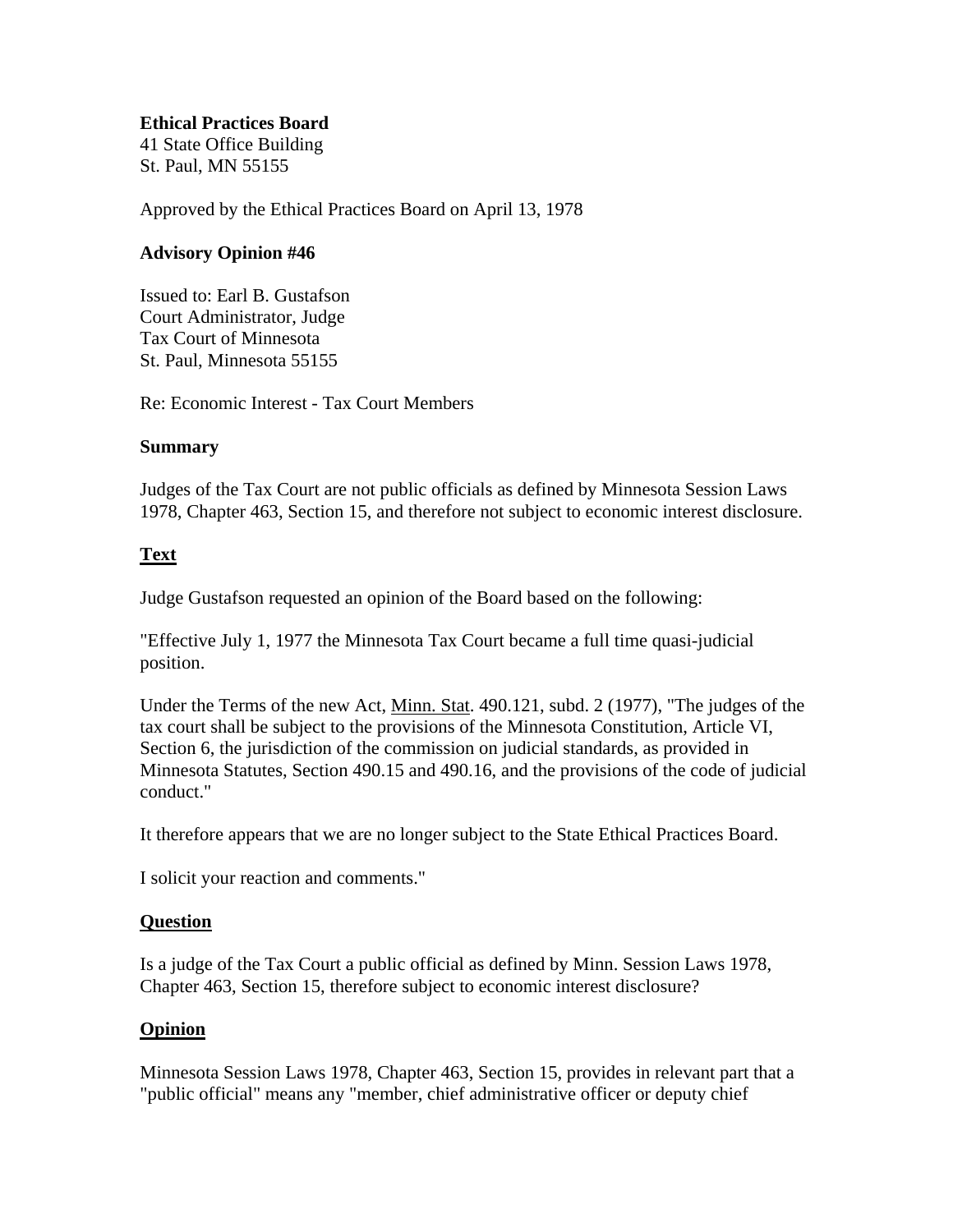**Ethical Practices Board**
41 State Office Building
St. Paul, MN 55155

Approved by the Ethical Practices Board on April 13, 1978

**Advisory Opinion #46**

Issued to: Earl B. Gustafson
Court Administrator, Judge
Tax Court of Minnesota
St. Paul, Minnesota 55155

Re: Economic Interest - Tax Court Members

**Summary**

Judges of the Tax Court are not public officials as defined by Minnesota Session Laws 1978, Chapter 463, Section 15, and therefore not subject to economic interest disclosure.

**Text**

Judge Gustafson requested an opinion of the Board based on the following:

"Effective July 1, 1977 the Minnesota Tax Court became a full time quasi-judicial position.

Under the Terms of the new Act, Minn. Stat. 490.121, subd. 2 (1977), "The judges of the tax court shall be subject to the provisions of the Minnesota Constitution, Article VI, Section 6, the jurisdiction of the commission on judicial standards, as provided in Minnesota Statutes, Section 490.15 and 490.16, and the provisions of the code of judicial conduct."

It therefore appears that we are no longer subject to the State Ethical Practices Board.

I solicit your reaction and comments."

**Question**

Is a judge of the Tax Court a public official as defined by Minn. Session Laws 1978, Chapter 463, Section 15, therefore subject to economic interest disclosure?

**Opinion**

Minnesota Session Laws 1978, Chapter 463, Section 15, provides in relevant part that a "public official" means any "member, chief administrative officer or deputy chief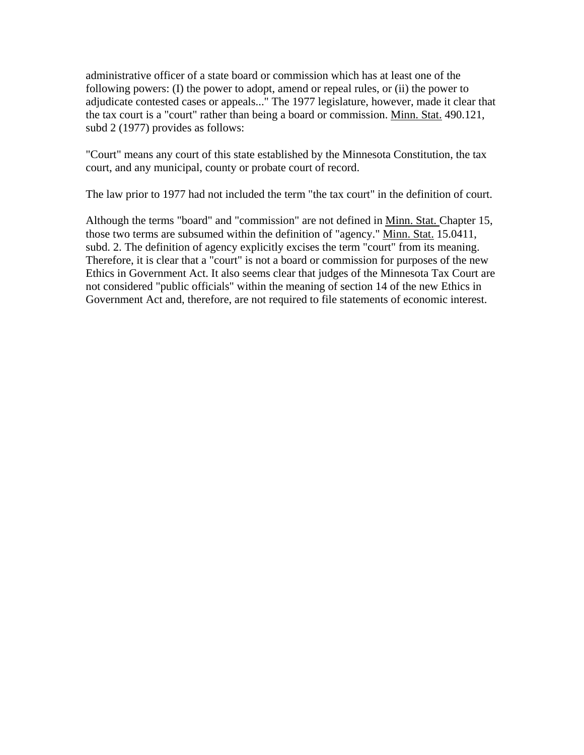administrative officer of a state board or commission which has at least one of the following powers: (I) the power to adopt, amend or repeal rules, or (ii) the power to adjudicate contested cases or appeals..." The 1977 legislature, however, made it clear that the tax court is a "court" rather than being a board or commission. Minn. Stat. 490.121, subd 2 (1977) provides as follows:

"Court" means any court of this state established by the Minnesota Constitution, the tax court, and any municipal, county or probate court of record.

The law prior to 1977 had not included the term "the tax court" in the definition of court.

Although the terms "board" and "commission" are not defined in Minn. Stat. Chapter 15, those two terms are subsumed within the definition of "agency." Minn. Stat. 15.0411, subd. 2. The definition of agency explicitly excises the term "court" from its meaning. Therefore, it is clear that a "court" is not a board or commission for purposes of the new Ethics in Government Act. It also seems clear that judges of the Minnesota Tax Court are not considered "public officials" within the meaning of section 14 of the new Ethics in Government Act and, therefore, are not required to file statements of economic interest.